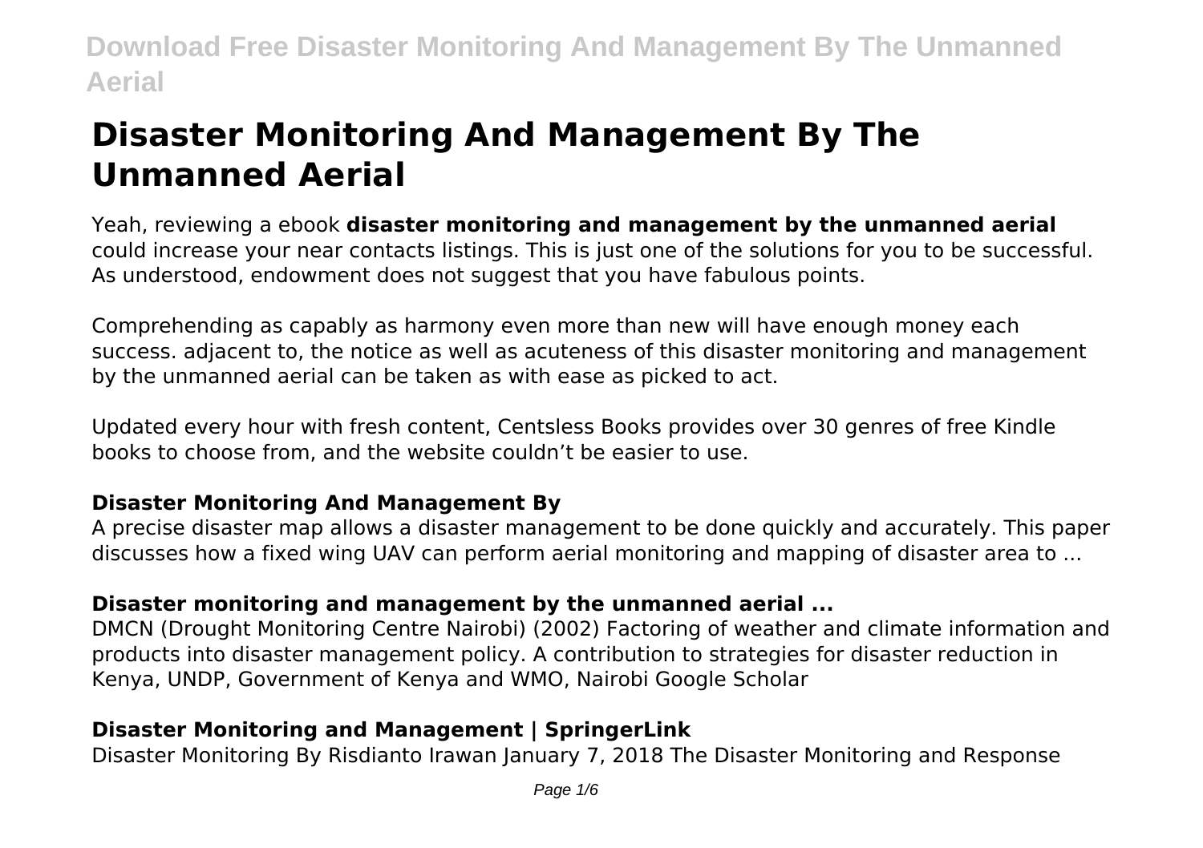# Disaster Monitoring And Management By The Unmanned Aerial

Yeah, reviewing a ebook **disaster monitoring and management by the unmanned aerial** could increase your near contacts listings. This is just one of the solutions for you to be successful. As understood, endowment does not suggest that you have fabulous points.

Comprehending as capably as harmony even more than new will have enough money each success. adjacent to, the notice as well as acuteness of this disaster monitoring and management by the unmanned aerial can be taken as with ease as picked to act.

Updated every hour with fresh content, Centsless Books provides over 30 genres of free Kindle books to choose from, and the website couldn't be easier to use.

### Disaster Monitoring And Management By

A precise disaster map allows a disaster management to be done quickly and accurately. This paper discusses how a fixed wing UAV can perform aerial monitoring and mapping of disaster area to ...

### Disaster monitoring and management by the unmanned aerial ...

DMCN (Drought Monitoring Centre Nairobi) (2002) Factoring of weather and climate information and products into disaster management policy. A contribution to strategies for disaster reduction in Kenya, UNDP, Government of Kenya and WMO, Nairobi Google Scholar

### Disaster Monitoring and Management | SpringerLink

Disaster Monitoring By Risdianto Irawan January 7, 2018 The Disaster Monitoring and Response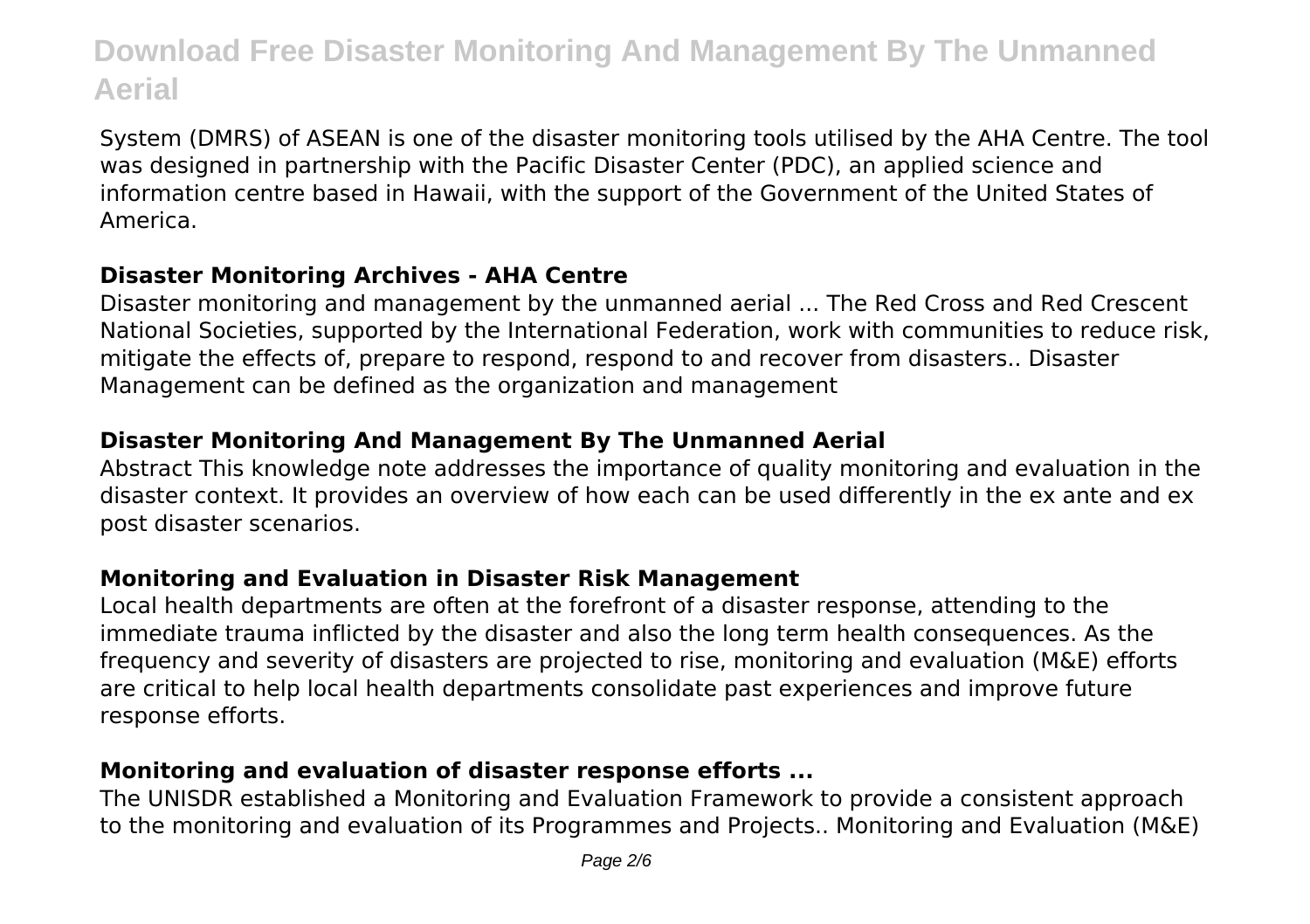System (DMRS) of ASEAN is one of the disaster monitoring tools utilised by the AHA Centre. The tool was designed in partnership with the Pacific Disaster Center (PDC), an applied science and information centre based in Hawaii, with the support of the Government of the United States of America.

### **Disaster Monitoring Archives - AHA Centre**

Disaster monitoring and management by the unmanned aerial ... The Red Cross and Red Crescent National Societies, supported by the International Federation, work with communities to reduce risk, mitigate the effects of, prepare to respond, respond to and recover from disasters.. Disaster Management can be defined as the organization and management

### **Disaster Monitoring And Management By The Unmanned Aerial**

Abstract This knowledge note addresses the importance of quality monitoring and evaluation in the disaster context. It provides an overview of how each can be used differently in the ex ante and ex post disaster scenarios.

### **Monitoring and Evaluation in Disaster Risk Management**

Local health departments are often at the forefront of a disaster response, attending to the immediate trauma inflicted by the disaster and also the long term health consequences. As the frequency and severity of disasters are projected to rise, monitoring and evaluation (M&E) efforts are critical to help local health departments consolidate past experiences and improve future response efforts.

### **Monitoring and evaluation of disaster response efforts ...**

The UNISDR established a Monitoring and Evaluation Framework to provide a consistent approach to the monitoring and evaluation of its Programmes and Projects.. Monitoring and Evaluation (M&E)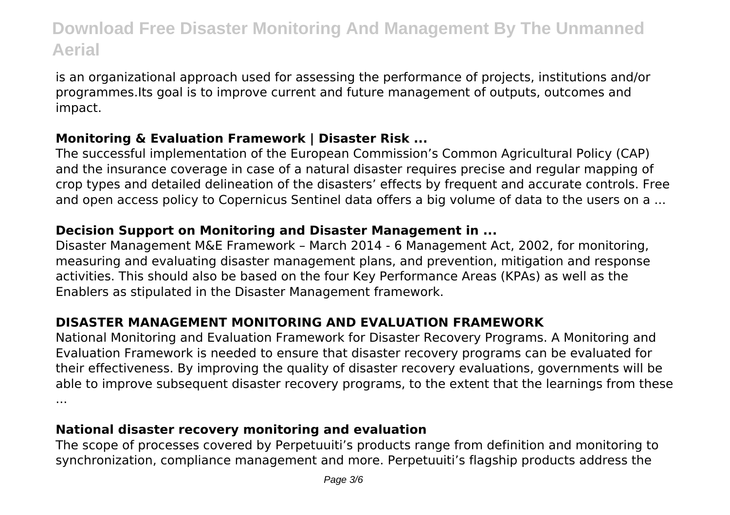is an organizational approach used for assessing the performance of projects, institutions and/or programmes.Its goal is to improve current and future management of outputs, outcomes and impact.

### Monitoring & Evaluation Framework | Disaster Risk ...

The successful implementation of the European Commission's Common Agricultural Policy (CAP) and the insurance coverage in case of a natural disaster requires precise and regular mapping of crop types and detailed delineation of the disasters' effects by frequent and accurate controls. Free and open access policy to Copernicus Sentinel data offers a big volume of data to the users on a ...

### Decision Support on Monitoring and Disaster Management in ...

Disaster Management M&E Framework – March 2014 - 6 Management Act, 2002, for monitoring, measuring and evaluating disaster management plans, and prevention, mitigation and response activities. This should also be based on the four Key Performance Areas (KPAs) as well as the Enablers as stipulated in the Disaster Management framework.

### DISASTER MANAGEMENT MONITORING AND EVALUATION FRAMEWORK

National Monitoring and Evaluation Framework for Disaster Recovery Programs. A Monitoring and Evaluation Framework is needed to ensure that disaster recovery programs can be evaluated for their effectiveness. By improving the quality of disaster recovery evaluations, governments will be able to improve subsequent disaster recovery programs, to the extent that the learnings from these ...

### National disaster recovery monitoring and evaluation

The scope of processes covered by Perpetuuiti's products range from definition and monitoring to synchronization, compliance management and more. Perpetuuiti's flagship products address the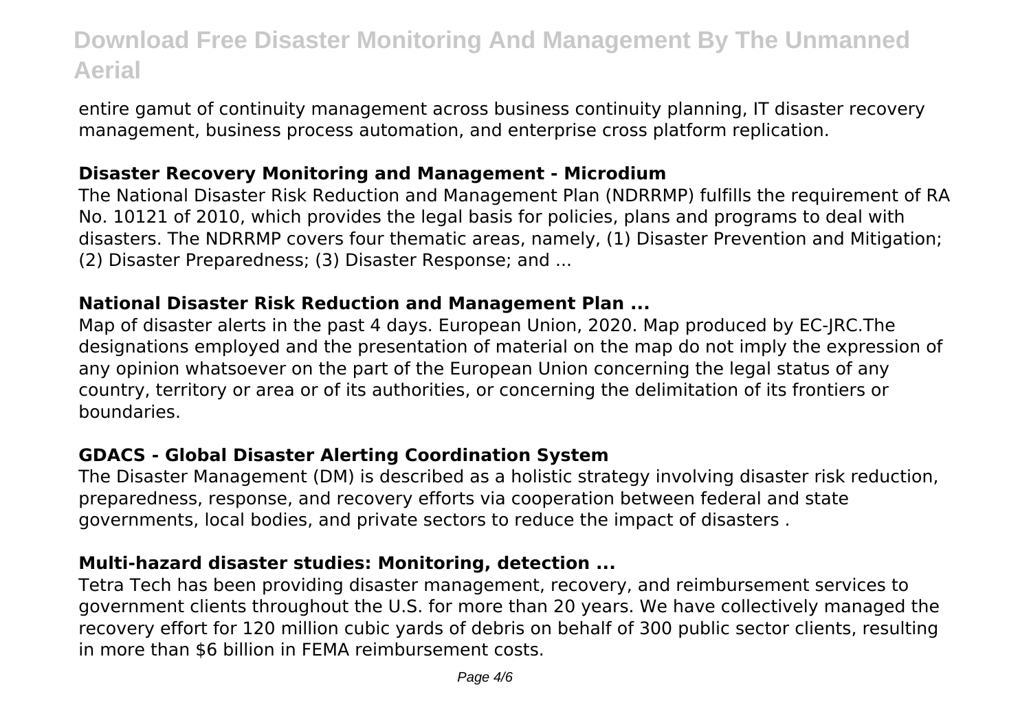entire gamut of continuity management across business continuity planning, IT disaster recovery management, business process automation, and enterprise cross platform replication.

### Disaster Recovery Monitoring and Management - Microdium

The National Disaster Risk Reduction and Management Plan (NDRRMP) fulfills the requirement of RA No. 10121 of 2010, which provides the legal basis for policies, plans and programs to deal with disasters. The NDRRMP covers four thematic areas, namely, (1) Disaster Prevention and Mitigation; (2) Disaster Preparedness; (3) Disaster Response; and ...

### National Disaster Risk Reduction and Management Plan ...

Map of disaster alerts in the past 4 days. European Union, 2020. Map produced by EC-JRC.The designations employed and the presentation of material on the map do not imply the expression of any opinion whatsoever on the part of the European Union concerning the legal status of any country, territory or area or of its authorities, or concerning the delimitation of its frontiers or boundaries.

### GDACS - Global Disaster Alerting Coordination System

The Disaster Management (DM) is described as a holistic strategy involving disaster risk reduction, preparedness, response, and recovery efforts via cooperation between federal and state governments, local bodies, and private sectors to reduce the impact of disasters .

### Multi-hazard disaster studies: Monitoring, detection ...

Tetra Tech has been providing disaster management, recovery, and reimbursement services to government clients throughout the U.S. for more than 20 years. We have collectively managed the recovery effort for 120 million cubic yards of debris on behalf of 300 public sector clients, resulting in more than $6 billion in FEMA reimbursement costs.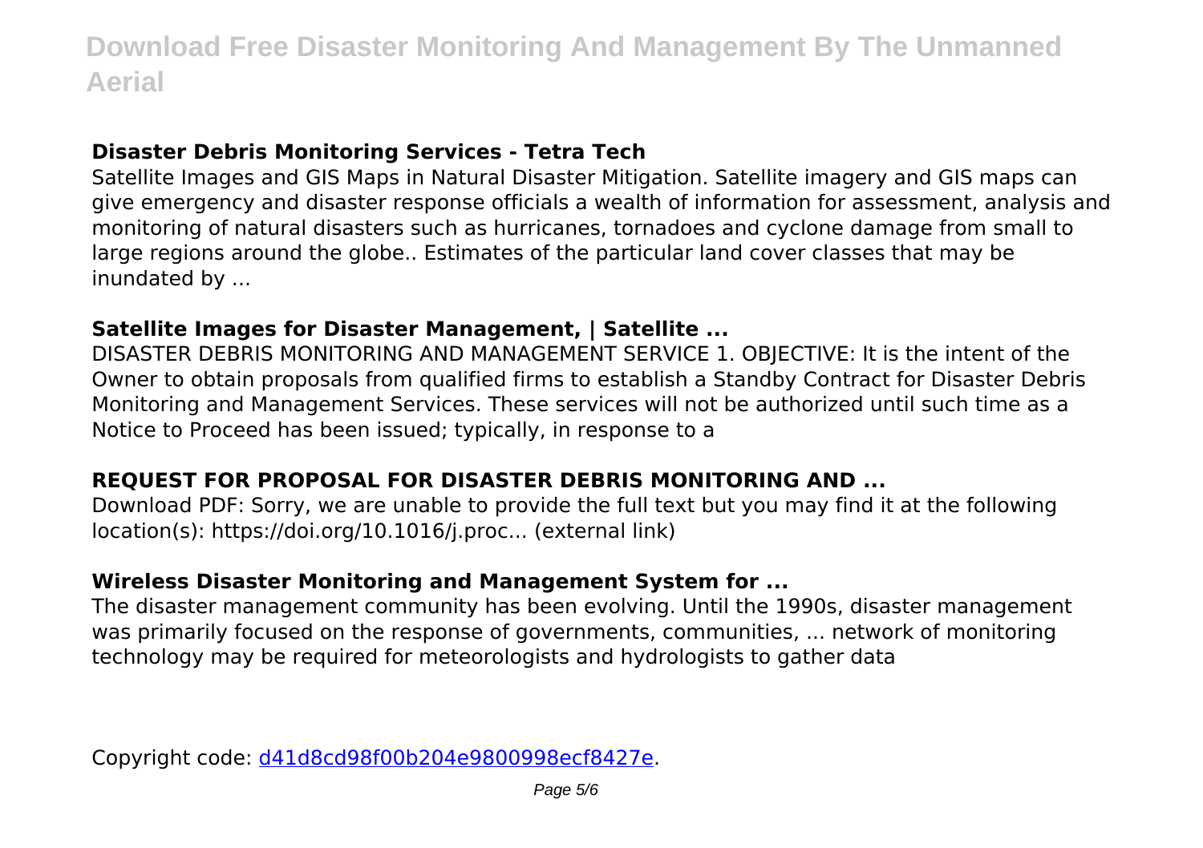### Disaster Debris Monitoring Services - Tetra Tech

Satellite Images and GIS Maps in Natural Disaster Mitigation. Satellite imagery and GIS maps can give emergency and disaster response officials a wealth of information for assessment, analysis and monitoring of natural disasters such as hurricanes, tornadoes and cyclone damage from small to large regions around the globe.. Estimates of the particular land cover classes that may be inundated by ...

### Satellite Images for Disaster Management, | Satellite ...

DISASTER DEBRIS MONITORING AND MANAGEMENT SERVICE 1. OBJECTIVE: It is the intent of the Owner to obtain proposals from qualified firms to establish a Standby Contract for Disaster Debris Monitoring and Management Services. These services will not be authorized until such time as a Notice to Proceed has been issued; typically, in response to a

### REQUEST FOR PROPOSAL FOR DISASTER DEBRIS MONITORING AND ...

Download PDF: Sorry, we are unable to provide the full text but you may find it at the following location(s): https://doi.org/10.1016/j.proc... (external link)

### Wireless Disaster Monitoring and Management System for ...

The disaster management community has been evolving. Until the 1990s, disaster management was primarily focused on the response of governments, communities, ... network of monitoring technology may be required for meteorologists and hydrologists to gather data

Copyright code: d41d8cd98f00b204e9800998ecf8427e.